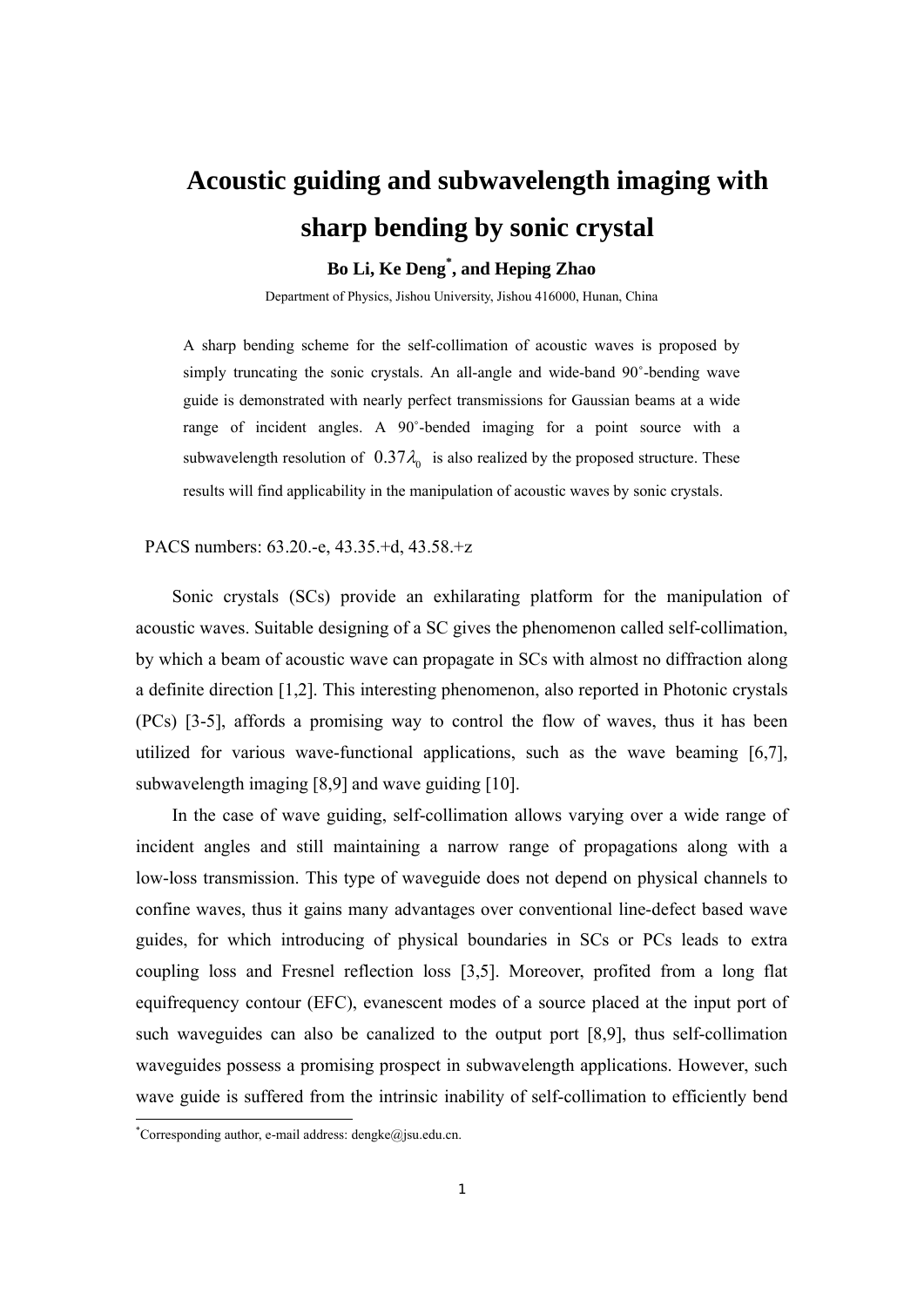# Acoustic guiding and subwavelength imaging with sharp bending by sonic crystal

**Bo Li, Ke Deng*, and Heping Zhao**

Department of Physics, Jishou University, Jishou 416000, Hunan, China

A sharp bending scheme for the self-collimation of acoustic waves is proposed by simply truncating the sonic crystals. An all-angle and wide-band 90˚-bending wave guide is demonstrated with nearly perfect transmissions for Gaussian beams at a wide range of incident angles. A 90˚-bended imaging for a point source with a subwavelength resolution of $0.37\lambda_0$ is also realized by the proposed structure. These results will find applicability in the manipulation of acoustic waves by sonic crystals.

PACS numbers: 63.20.-e, 43.35.+d, 43.58.+z

Sonic crystals (SCs) provide an exhilarating platform for the manipulation of acoustic waves. Suitable designing of a SC gives the phenomenon called self-collimation, by which a beam of acoustic wave can propagate in SCs with almost no diffraction along a definite direction [1,2]. This interesting phenomenon, also reported in Photonic crystals (PCs) [3-5], affords a promising way to control the flow of waves, thus it has been utilized for various wave-functional applications, such as the wave beaming [6,7], subwavelength imaging [8,9] and wave guiding [10].

In the case of wave guiding, self-collimation allows varying over a wide range of incident angles and still maintaining a narrow range of propagations along with a low-loss transmission. This type of waveguide does not depend on physical channels to confine waves, thus it gains many advantages over conventional line-defect based wave guides, for which introducing of physical boundaries in SCs or PCs leads to extra coupling loss and Fresnel reflection loss [3,5]. Moreover, profited from a long flat equifrequency contour (EFC), evanescent modes of a source placed at the input port of such waveguides can also be canalized to the output port [8,9], thus self-collimation waveguides possess a promising prospect in subwavelength applications. However, such wave guide is suffered from the intrinsic inability of self-collimation to efficiently bend

*Corresponding author, e-mail address: dengke@jsu.edu.cn.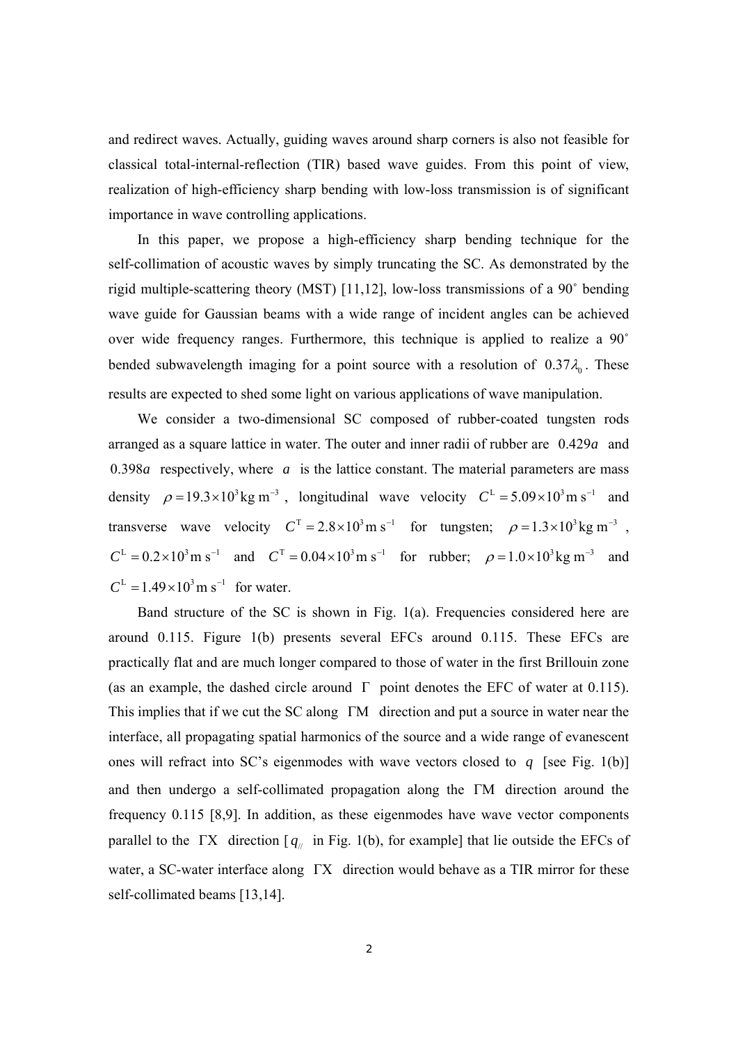and redirect waves. Actually, guiding waves around sharp corners is also not feasible for classical total-internal-reflection (TIR) based wave guides. From this point of view, realization of high-efficiency sharp bending with low-loss transmission is of significant importance in wave controlling applications.

In this paper, we propose a high-efficiency sharp bending technique for the self-collimation of acoustic waves by simply truncating the SC. As demonstrated by the rigid multiple-scattering theory (MST) [11,12], low-loss transmissions of a 90° bending wave guide for Gaussian beams with a wide range of incident angles can be achieved over wide frequency ranges. Furthermore, this technique is applied to realize a 90° bended subwavelength imaging for a point source with a resolution of $0.37\lambda_0$. These results are expected to shed some light on various applications of wave manipulation.

We consider a two-dimensional SC composed of rubber-coated tungsten rods arranged as a square lattice in water. The outer and inner radii of rubber are $0.429a$ and $0.398a$ respectively, where $a$ is the lattice constant. The material parameters are mass density $\rho = 19.3\times10^3\,\mathrm{kg\,m^{-3}}$, longitudinal wave velocity $C^{\mathrm{L}} = 5.09\times10^3\,\mathrm{m\,s^{-1}}$ and transverse wave velocity $C^{\mathrm{T}} = 2.8\times10^3\,\mathrm{m\,s^{-1}}$ for tungsten; $\rho = 1.3\times10^3\,\mathrm{kg\,m^{-3}}$, $C^{\mathrm{L}} = 0.2\times10^3\,\mathrm{m\,s^{-1}}$ and $C^{\mathrm{T}} = 0.04\times10^3\,\mathrm{m\,s^{-1}}$ for rubber; $\rho = 1.0\times10^3\,\mathrm{kg\,m^{-3}}$ and $C^{\mathrm{L}} = 1.49\times10^3\,\mathrm{m\,s^{-1}}$ for water.

Band structure of the SC is shown in Fig. 1(a). Frequencies considered here are around 0.115. Figure 1(b) presents several EFCs around 0.115. These EFCs are practically flat and are much longer compared to those of water in the first Brillouin zone (as an example, the dashed circle around $\Gamma$ point denotes the EFC of water at 0.115). This implies that if we cut the SC along $\Gamma\mathrm{M}$ direction and put a source in water near the interface, all propagating spatial harmonics of the source and a wide range of evanescent ones will refract into SC's eigenmodes with wave vectors closed to $q$ [see Fig. 1(b)] and then undergo a self-collimated propagation along the $\Gamma\mathrm{M}$ direction around the frequency 0.115 [8,9]. In addition, as these eigenmodes have wave vector components parallel to the $\Gamma\mathrm{X}$ direction [$q_{//}$ in Fig. 1(b), for example] that lie outside the EFCs of water, a SC-water interface along $\Gamma\mathrm{X}$ direction would behave as a TIR mirror for these self-collimated beams [13,14].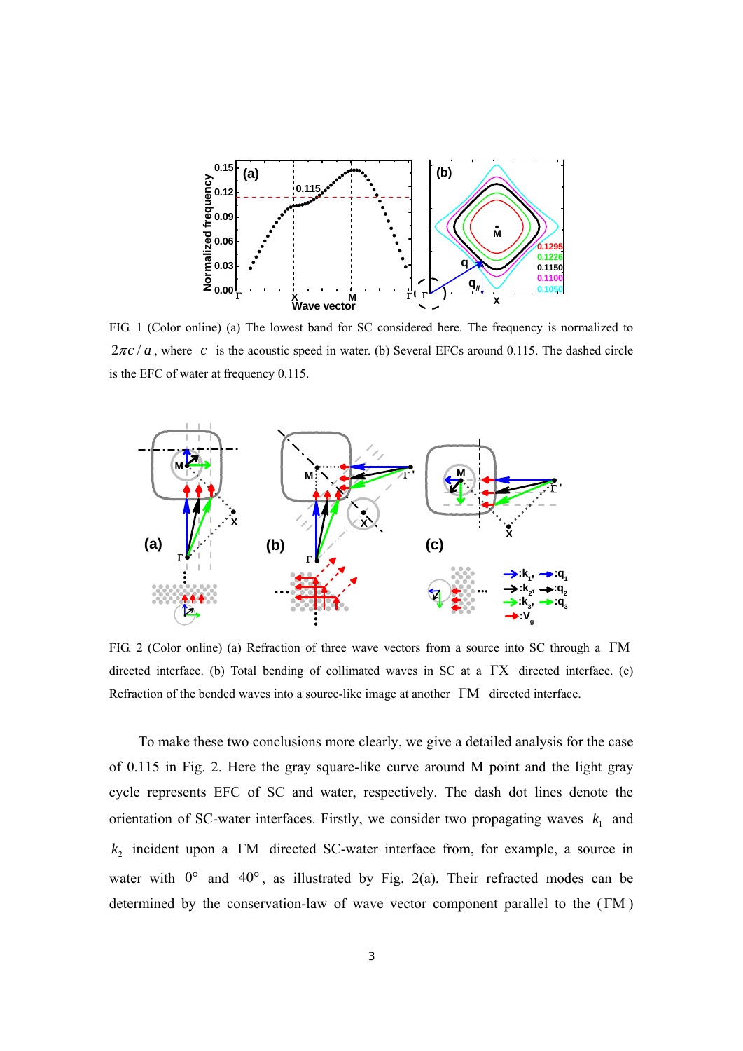FIG. 1 (Color online) (a) The lowest band for SC considered here. The frequency is normalized to $2\pi c/a$, where $c$ is the acoustic speed in water. (b) Several EFCs around 0.115. The dashed circle is the EFC of water at frequency 0.115.

FIG. 2 (Color online) (a) Refraction of three wave vectors from a source into SC through a ΓM directed interface. (b) Total bending of collimated waves in SC at a ΓX directed interface. (c) Refraction of the bended waves into a source-like image at another ΓM directed interface.

To make these two conclusions more clearly, we give a detailed analysis for the case of 0.115 in Fig. 2. Here the gray square-like curve around M point and the light gray cycle represents EFC of SC and water, respectively. The dash dot lines denote the orientation of SC-water interfaces. Firstly, we consider two propagating waves $k_1$ and $k_2$ incident upon a ΓM directed SC-water interface from, for example, a source in water with $0°$ and $40°$, as illustrated by Fig. 2(a). Their refracted modes can be determined by the conservation-law of wave vector component parallel to the (ΓM)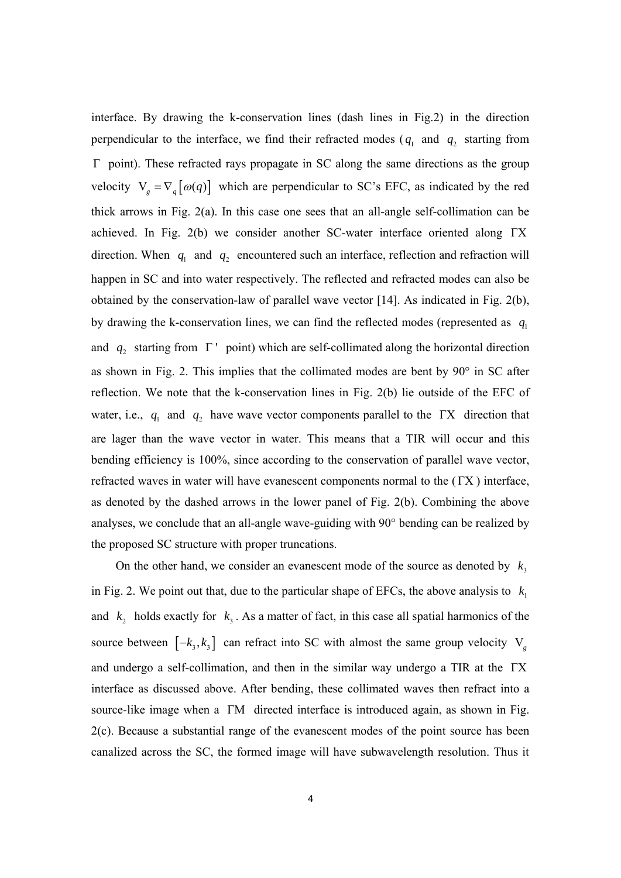interface. By drawing the k-conservation lines (dash lines in Fig.2) in the direction perpendicular to the interface, we find their refracted modes ($q_1$ and $q_2$ starting from $\Gamma$ point). These refracted rays propagate in SC along the same directions as the group velocity $V_g = \nabla_q [\omega(q)]$ which are perpendicular to SC's EFC, as indicated by the red thick arrows in Fig. 2(a). In this case one sees that an all-angle self-collimation can be achieved. In Fig. 2(b) we consider another SC-water interface oriented along $\Gamma X$ direction. When $q_1$ and $q_2$ encountered such an interface, reflection and refraction will happen in SC and into water respectively. The reflected and refracted modes can also be obtained by the conservation-law of parallel wave vector [14]. As indicated in Fig. 2(b), by drawing the k-conservation lines, we can find the reflected modes (represented as $q_1$ and $q_2$ starting from $\Gamma'$ point) which are self-collimated along the horizontal direction as shown in Fig. 2. This implies that the collimated modes are bent by 90° in SC after reflection. We note that the k-conservation lines in Fig. 2(b) lie outside of the EFC of water, i.e., $q_1$ and $q_2$ have wave vector components parallel to the $\Gamma X$ direction that are lager than the wave vector in water. This means that a TIR will occur and this bending efficiency is 100%, since according to the conservation of parallel wave vector, refracted waves in water will have evanescent components normal to the ($\Gamma X$) interface, as denoted by the dashed arrows in the lower panel of Fig. 2(b). Combining the above analyses, we conclude that an all-angle wave-guiding with 90° bending can be realized by the proposed SC structure with proper truncations.

On the other hand, we consider an evanescent mode of the source as denoted by $k_3$ in Fig. 2. We point out that, due to the particular shape of EFCs, the above analysis to $k_1$ and $k_2$ holds exactly for $k_3$. As a matter of fact, in this case all spatial harmonics of the source between $[-k_3, k_3]$ can refract into SC with almost the same group velocity $V_g$ and undergo a self-collimation, and then in the similar way undergo a TIR at the $\Gamma X$ interface as discussed above. After bending, these collimated waves then refract into a source-like image when a $\Gamma M$ directed interface is introduced again, as shown in Fig. 2(c). Because a substantial range of the evanescent modes of the point source has been canalized across the SC, the formed image will have subwavelength resolution. Thus it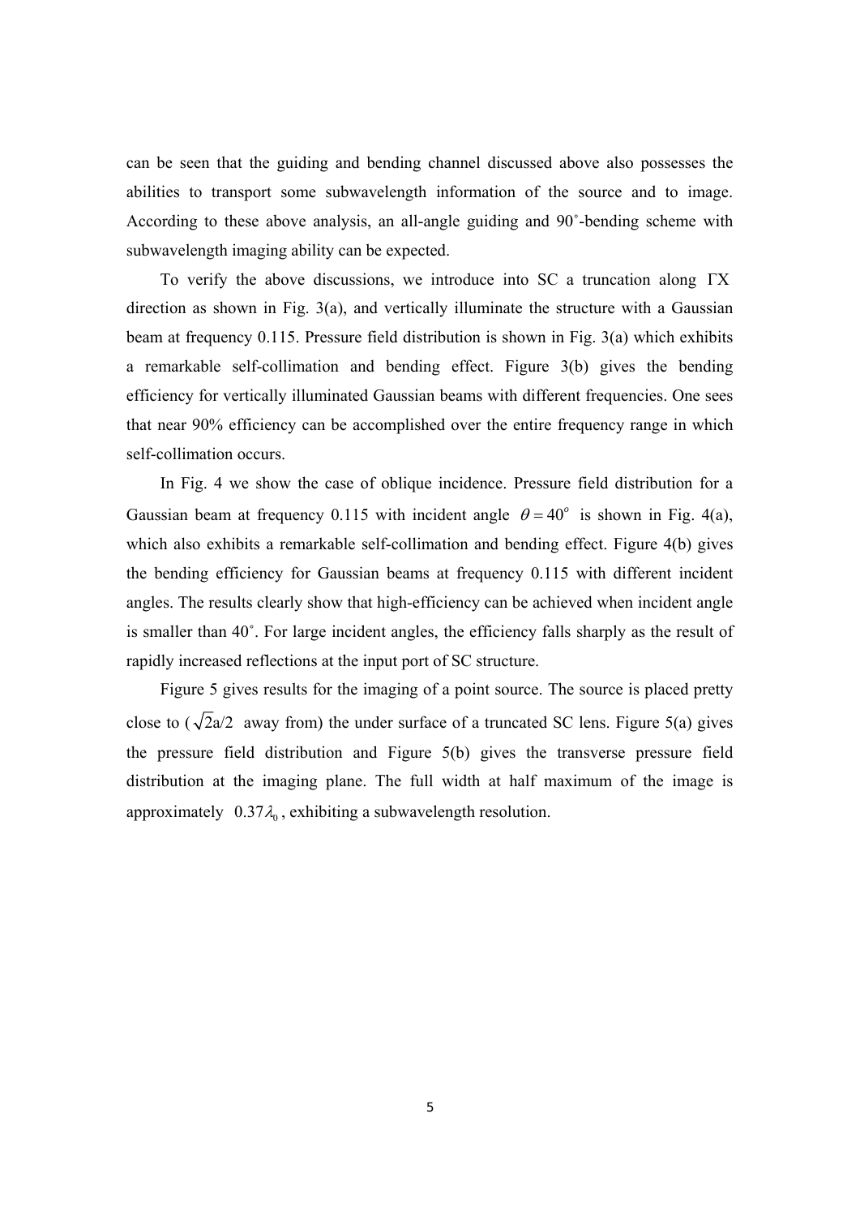can be seen that the guiding and bending channel discussed above also possesses the abilities to transport some subwavelength information of the source and to image. According to these above analysis, an all-angle guiding and 90˚-bending scheme with subwavelength imaging ability can be expected.

To verify the above discussions, we introduce into SC a truncation along ΓX direction as shown in Fig. 3(a), and vertically illuminate the structure with a Gaussian beam at frequency 0.115. Pressure field distribution is shown in Fig. 3(a) which exhibits a remarkable self-collimation and bending effect. Figure 3(b) gives the bending efficiency for vertically illuminated Gaussian beams with different frequencies. One sees that near 90% efficiency can be accomplished over the entire frequency range in which self-collimation occurs.

In Fig. 4 we show the case of oblique incidence. Pressure field distribution for a Gaussian beam at frequency 0.115 with incident angle $\theta = 40^o$ is shown in Fig. 4(a), which also exhibits a remarkable self-collimation and bending effect. Figure 4(b) gives the bending efficiency for Gaussian beams at frequency 0.115 with different incident angles. The results clearly show that high-efficiency can be achieved when incident angle is smaller than 40˚. For large incident angles, the efficiency falls sharply as the result of rapidly increased reflections at the input port of SC structure.

Figure 5 gives results for the imaging of a point source. The source is placed pretty close to ($\sqrt{2}$a/2 away from) the under surface of a truncated SC lens. Figure 5(a) gives the pressure field distribution and Figure 5(b) gives the transverse pressure field distribution at the imaging plane. The full width at half maximum of the image is approximately $0.37\lambda_0$, exhibiting a subwavelength resolution.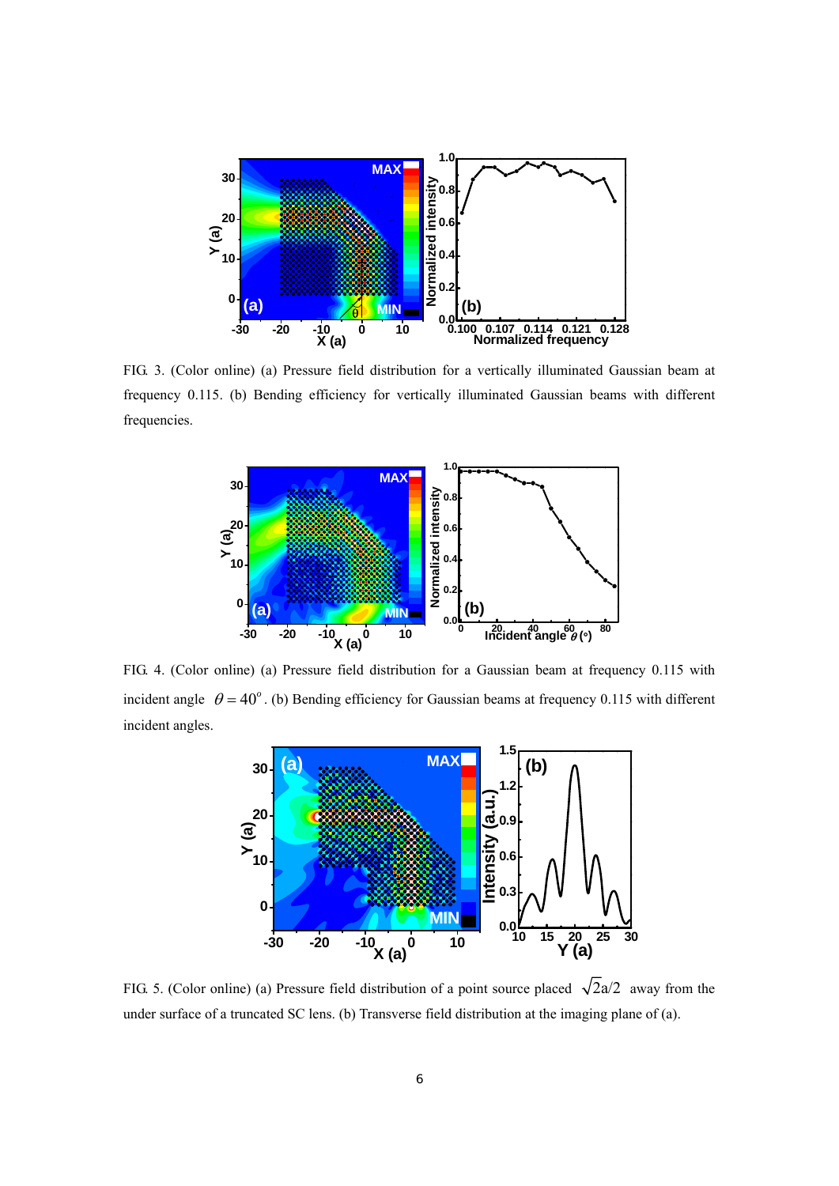FIG. 3. (Color online) (a) Pressure field distribution for a vertically illuminated Gaussian beam at frequency 0.115. (b) Bending efficiency for vertically illuminated Gaussian beams with different frequencies.

FIG. 4. (Color online) (a) Pressure field distribution for a Gaussian beam at frequency 0.115 with incident angle $\theta = 40^{o}$. (b) Bending efficiency for Gaussian beams at frequency 0.115 with different incident angles.

FIG. 5. (Color online) (a) Pressure field distribution of a point source placed $\sqrt{2}a/2$ away from the under surface of a truncated SC lens. (b) Transverse field distribution at the imaging plane of (a).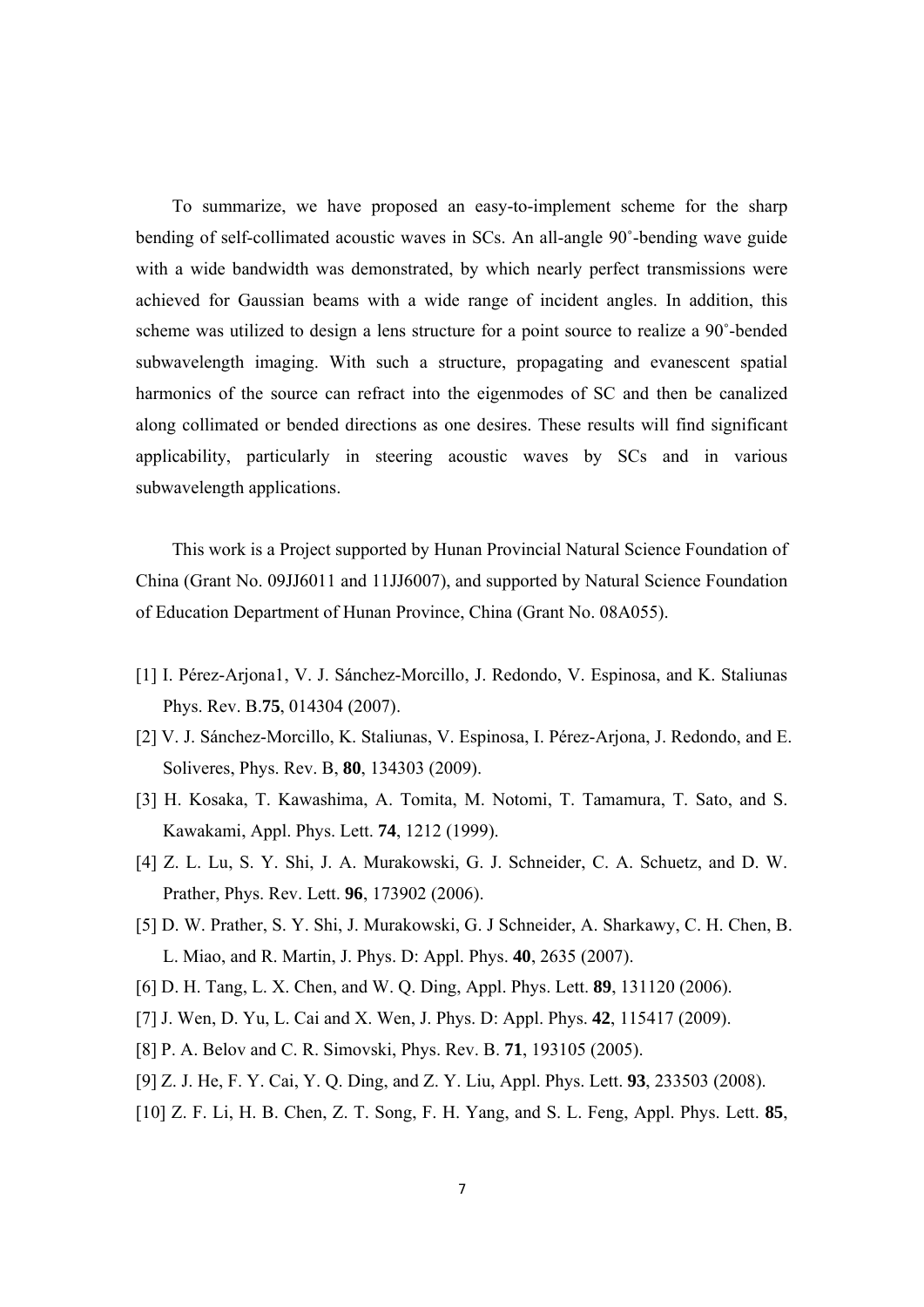To summarize, we have proposed an easy-to-implement scheme for the sharp bending of self-collimated acoustic waves in SCs. An all-angle 90˚-bending wave guide with a wide bandwidth was demonstrated, by which nearly perfect transmissions were achieved for Gaussian beams with a wide range of incident angles. In addition, this scheme was utilized to design a lens structure for a point source to realize a 90˚-bended subwavelength imaging. With such a structure, propagating and evanescent spatial harmonics of the source can refract into the eigenmodes of SC and then be canalized along collimated or bended directions as one desires. These results will find significant applicability, particularly in steering acoustic waves by SCs and in various subwavelength applications.

This work is a Project supported by Hunan Provincial Natural Science Foundation of China (Grant No. 09JJ6011 and 11JJ6007), and supported by Natural Science Foundation of Education Department of Hunan Province, China (Grant No. 08A055).

[1] I. Pérez-Arjona1, V. J. Sánchez-Morcillo, J. Redondo, V. Espinosa, and K. Staliunas Phys. Rev. B.**75**, 014304 (2007).

[2] V. J. Sánchez-Morcillo, K. Staliunas, V. Espinosa, I. Pérez-Arjona, J. Redondo, and E. Soliveres, Phys. Rev. B, **80**, 134303 (2009).

[3] H. Kosaka, T. Kawashima, A. Tomita, M. Notomi, T. Tamamura, T. Sato, and S. Kawakami, Appl. Phys. Lett. **74**, 1212 (1999).

[4] Z. L. Lu, S. Y. Shi, J. A. Murakowski, G. J. Schneider, C. A. Schuetz, and D. W. Prather, Phys. Rev. Lett. **96**, 173902 (2006).

[5] D. W. Prather, S. Y. Shi, J. Murakowski, G. J Schneider, A. Sharkawy, C. H. Chen, B. L. Miao, and R. Martin, J. Phys. D: Appl. Phys. **40**, 2635 (2007).

[6] D. H. Tang, L. X. Chen, and W. Q. Ding, Appl. Phys. Lett. **89**, 131120 (2006).

[7] J. Wen, D. Yu, L. Cai and X. Wen, J. Phys. D: Appl. Phys. **42**, 115417 (2009).

[8] P. A. Belov and C. R. Simovski, Phys. Rev. B. **71**, 193105 (2005).

[9] Z. J. He, F. Y. Cai, Y. Q. Ding, and Z. Y. Liu, Appl. Phys. Lett. **93**, 233503 (2008).

[10] Z. F. Li, H. B. Chen, Z. T. Song, F. H. Yang, and S. L. Feng, Appl. Phys. Lett. **85**,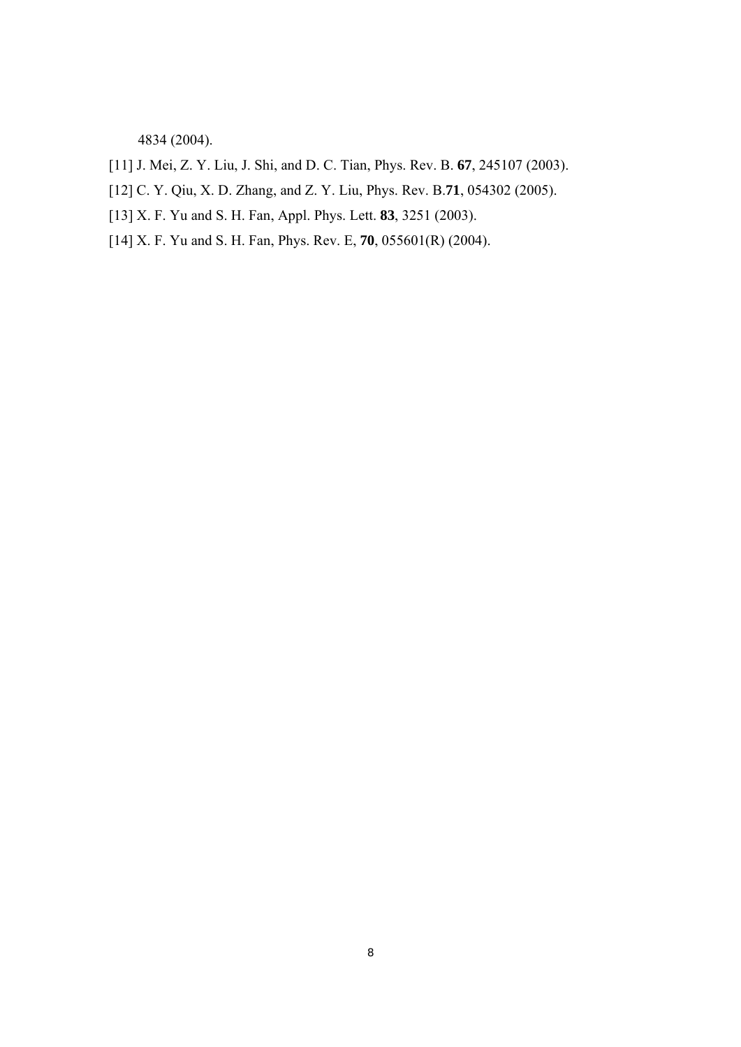4834 (2004).

[11] J. Mei, Z. Y. Liu, J. Shi, and D. C. Tian, Phys. Rev. B. **67**, 245107 (2003).

[12] C. Y. Qiu, X. D. Zhang, and Z. Y. Liu, Phys. Rev. B.**71**, 054302 (2005).

[13] X. F. Yu and S. H. Fan, Appl. Phys. Lett. **83**, 3251 (2003).

[14] X. F. Yu and S. H. Fan, Phys. Rev. E, **70**, 055601(R) (2004).